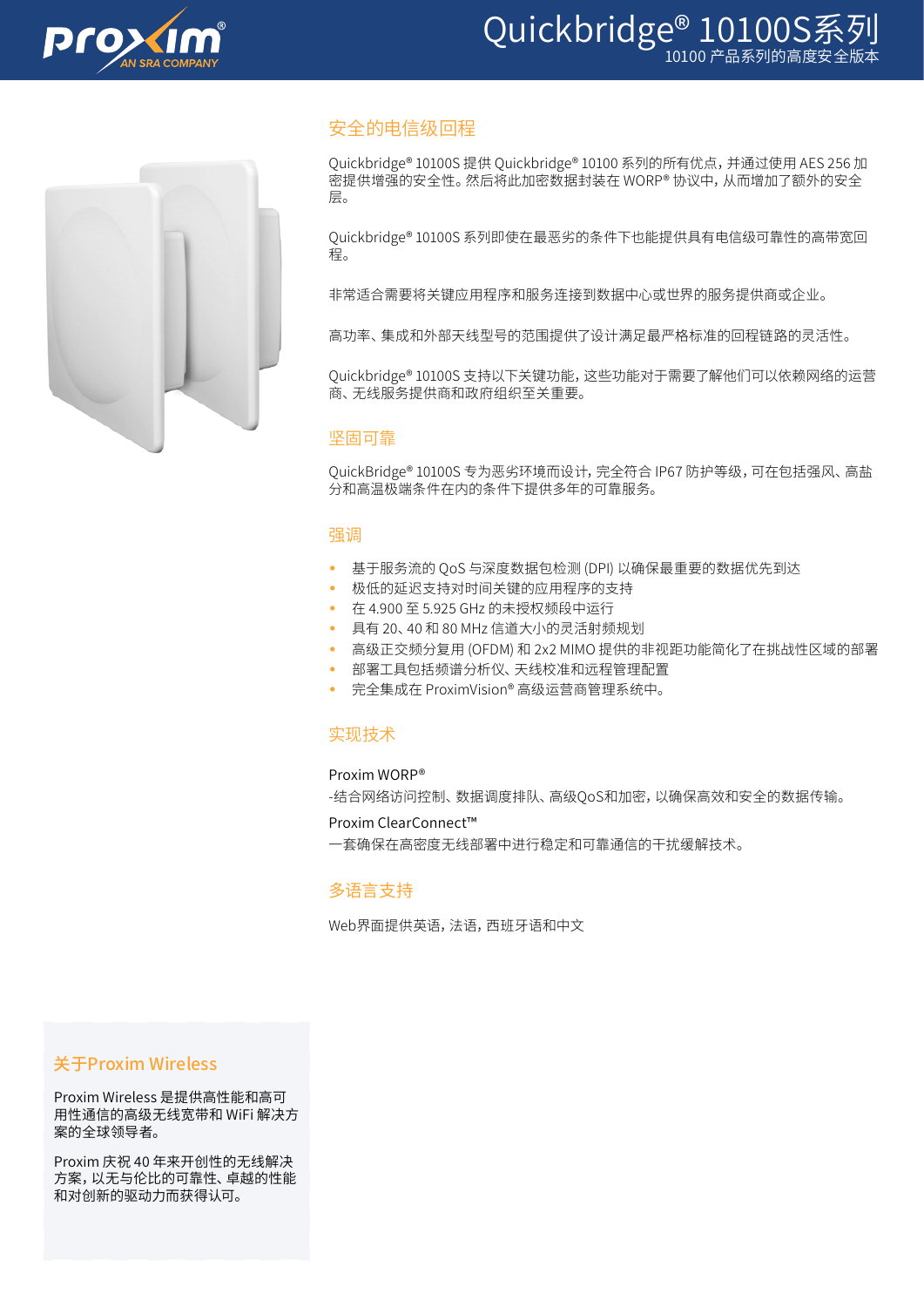# Quickbridge® 10100S系列

10100 产品系列的高度安全版本

## 安全的电信级回程

Quickbridge® 10100S 提供 Quickbridge® 10100 系列的所有优点，并通过使用 AES 256 加密提供增强的安全性。然后将此加密数据封装在 WORP® 协议中，从而增加了额外的安全层。

Quickbridge® 10100S 系列即使在最恶劣的条件下也能提供具有电信级可靠性的高带宽回程。

非常适合需要将关键应用程序和服务连接到数据中心或世界的服务提供商或企业。

高功率、集成和外部天线型号的范围提供了设计满足最严格标准的回程链路的灵活性。

Quickbridge® 10100S 支持以下关键功能，这些功能对于需要了解他们可以依赖网络的运营商、无线服务提供商和政府组织至关重要。

## 坚固可靠

QuickBridge® 10100S 专为恶劣环境而设计，完全符合 IP67 防护等级，可在包括强风、高盐分和高温极端条件在内的条件下提供多年的可靠服务。

## 强调

- 基于服务流的 QoS 与深度数据包检测 (DPI) 以确保最重要的数据优先到达
- 极低的延迟支持对时间关键的应用程序的支持
- 在 4.900 至 5.925 GHz 的未授权频段中运行
- 具有 20、40 和 80 MHz 信道大小的灵活射频规划
- 高级正交频分复用 (OFDM) 和 2x2 MIMO 提供的非视距功能简化了在挑战性区域的部署
- 部署工具包括频谱分析仪、天线校准和远程管理配置
- 完全集成在 ProximVision® 高级运营商管理系统中。

## 实现技术

Proxim WORP®

-结合网络访问控制、数据调度排队、高级QoS和加密，以确保高效和安全的数据传输。

Proxim ClearConnect™

一套确保在高密度无线部署中进行稳定和可靠通信的干扰缓解技术。

## 多语言支持

Web界面提供英语，法语，西班牙语和中文

## 关于Proxim Wireless

Proxim Wireless 是提供高性能和高可用性通信的高级无线宽带和 WiFi 解决方案的全球领导者。

Proxim 庆祝 40 年来开创性的无线解决方案，以无与伦比的可靠性、卓越的性能和对创新的驱动力而获得认可。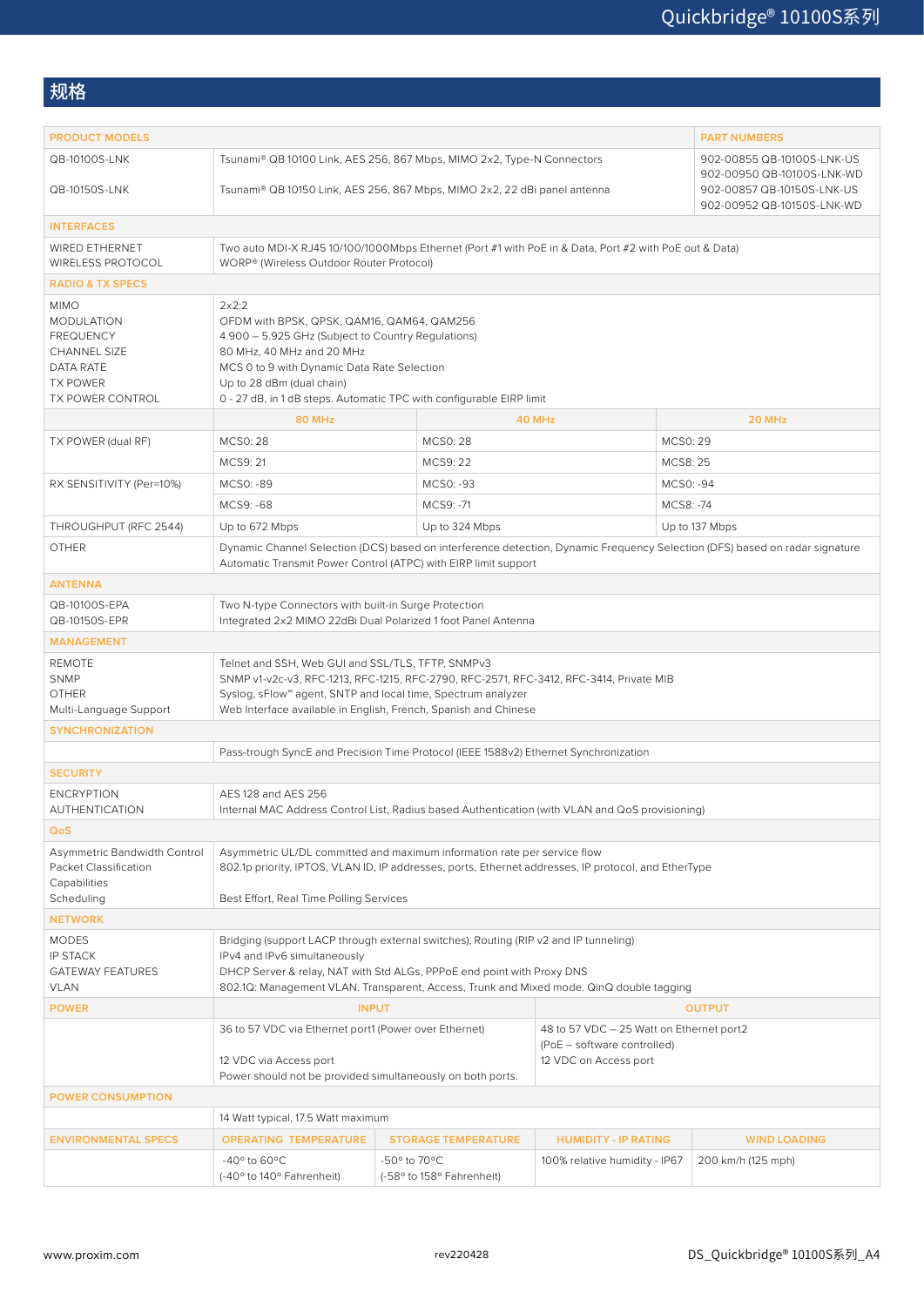## 规格

| PRODUCT MODELS | | PART NUMBERS |
|---|---|---|
| QB-10100S-LNK | Tsunami® QB 10100 Link, AES 256, 867 Mbps, MIMO 2x2, Type-N Connectors | 902-00855 QB-10100S-LNK-US<br>902-00950 QB-10100S-LNK-WD |
| QB-10150S-LNK | Tsunami® QB 10150 Link, AES 256, 867 Mbps, MIMO 2x2, 22 dBi panel antenna | 902-00857 QB-10150S-LNK-US<br>902-00952 QB-10150S-LNK-WD |

| INTERFACES | |
|---|---|
| WIRED ETHERNET | Two auto MDI-X RJ45 10/100/1000Mbps Ethernet (Port #1 with PoE in & Data, Port #2 with PoE out & Data) |
| WIRELESS PROTOCOL | WORP® (Wireless Outdoor Router Protocol) |

| RADIO & TX SPECS | | | |
|---|---|---|---|
| MIMO | 2x2:2 | | |
| MODULATION | OFDM with BPSK, QPSK, QAM16, QAM64, QAM256 | | |
| FREQUENCY | 4.900 – 5.925 GHz (Subject to Country Regulations) | | |
| CHANNEL SIZE | 80 MHz, 40 MHz and 20 MHz | | |
| DATA RATE | MCS 0 to 9 with Dynamic Data Rate Selection | | |
| TX POWER | Up to 28 dBm (dual chain) | | |
| TX POWER CONTROL | 0 - 27 dB, in 1 dB steps. Automatic TPC with configurable EIRP limit | | |
| | 80 MHz | 40 MHz | 20 MHz |
| TX POWER (dual RF) | MCS0: 28 | MCS0: 28 | MCS0: 29 |
| | MCS9: 21 | MCS9: 22 | MCS8: 25 |
| RX SENSITIVITY (Per=10%) | MCS0: -89 | MCS0: -93 | MCS0: -94 |
| | MCS9: -68 | MCS9: -71 | MCS8: -74 |
| THROUGHPUT (RFC 2544) | Up to 672 Mbps | Up to 324 Mbps | Up to 137 Mbps |
| OTHER | Dynamic Channel Selection (DCS) based on interference detection, Dynamic Frequency Selection (DFS) based on radar signature<br>Automatic Transmit Power Control (ATPC) with EIRP limit support | | |

| ANTENNA | |
|---|---|
| QB-10100S-EPA | Two N-type Connectors with built-in Surge Protection |
| QB-10150S-EPR | Integrated 2x2 MIMO 22dBi Dual Polarized 1 foot Panel Antenna |

| MANAGEMENT | |
|---|---|
| REMOTE | Telnet and SSH, Web GUI and SSL/TLS, TFTP, SNMPv3 |
| SNMP | SNMP v1-v2c-v3, RFC-1213, RFC-1215, RFC-2790, RFC-2571, RFC-3412, RFC-3414, Private MIB |
| OTHER | Syslog, sFlow™ agent, SNTP and local time, Spectrum analyzer |
| Multi-Language Support | Web Interface available in English, French, Spanish and Chinese |

| SYNCHRONIZATION | |
|---|---|
| | Pass-trough SyncE and Precision Time Protocol (IEEE 1588v2) Ethernet Synchronization |

| SECURITY | |
|---|---|
| ENCRYPTION | AES 128 and AES 256 |
| AUTHENTICATION | Internal MAC Address Control List, Radius based Authentication (with VLAN and QoS provisioning) |

| QoS | |
|---|---|
| Asymmetric Bandwidth Control | Asymmetric UL/DL committed and maximum information rate per service flow |
| Packet Classification Capabilities | 802.1p priority, IPTOS, VLAN ID, IP addresses, ports, Ethernet addresses, IP protocol, and EtherType |
| Scheduling | Best Effort, Real Time Polling Services |

| NETWORK | |
|---|---|
| MODES | Bridging (support LACP through external switches), Routing (RIP v2 and IP tunneling) |
| IP STACK | IPv4 and IPv6 simultaneously |
| GATEWAY FEATURES | DHCP Server & relay, NAT with Std ALGs, PPPoE end point with Proxy DNS |
| VLAN | 802.1Q: Management VLAN. Transparent, Access, Trunk and Mixed mode. QinQ double tagging |

| POWER | INPUT | OUTPUT |
|---|---|---|
| | 36 to 57 VDC via Ethernet port1 (Power over Ethernet)<br><br>12 VDC via Access port<br>Power should not be provided simultaneously on both ports. | 48 to 57 VDC – 25 Watt on Ethernet port2<br>(PoE – software controlled)<br>12 VDC on Access port |

| POWER CONSUMPTION | |
|---|---|
| | 14 Watt typical, 17.5 Watt maximum |

| ENVIRONMENTAL SPECS | OPERATING TEMPERATURE | STORAGE TEMPERATURE | HUMIDITY - IP RATING | WIND LOADING |
|---|---|---|---|---|
| | -40° to 60°C<br>(-40° to 140° Fahrenheit) | -50° to 70°C<br>(-58° to 158° Fahrenheit) | 100% relative humidity - IP67 | 200 km/h (125 mph) |

www.proxim.com | rev220428 | DS_Quickbridge® 10100S系列_A4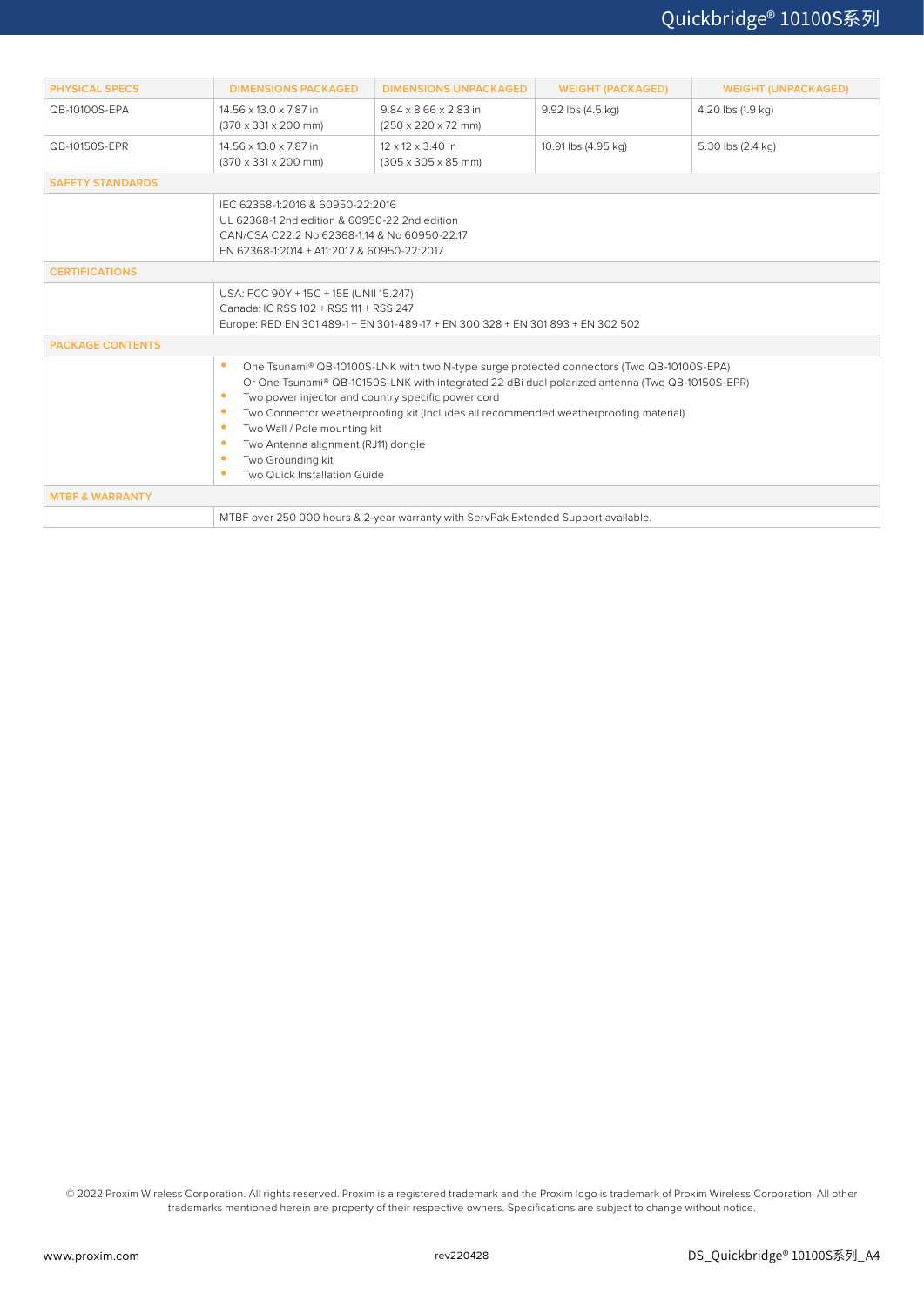| PHYSICAL SPECS | DIMENSIONS PACKAGED | DIMENSIONS UNPACKAGED | WEIGHT (PACKAGED) | WEIGHT (UNPACKAGED) |
|---|---|---|---|---|
| QB-10100S-EPA | 14.56 x 13.0 x 7.87 in (370 x 331 x 200 mm) | 9.84 x 8.66 x 2.83 in (250 x 220 x 72 mm) | 9.92 lbs (4.5 kg) | 4.20 lbs (1.9 kg) |
| QB-10150S-EPR | 14.56 x 13.0 x 7.87 in (370 x 331 x 200 mm) | 12 x 12 x 3.40 in (305 x 305 x 85 mm) | 10.91 lbs (4.95 kg) | 5.30 lbs (2.4 kg) |
| SAFETY STANDARDS | | | | |
| | IEC 62368-1:2016 & 60950-22:2016<br>UL 62368-1 2nd edition & 60950-22 2nd edition<br>CAN/CSA C22.2 No 62368-1:14 & No 60950-22:17<br>EN 62368-1:2014 + A11:2017 & 60950-22:2017 | | | |
| CERTIFICATIONS | | | | |
| | USA: FCC 90Y + 15C + 15E (UNII 15.247)<br>Canada: IC RSS 102 + RSS 111 + RSS 247<br>Europe: RED EN 301 489-1 + EN 301-489-17 + EN 300 328 + EN 301 893 + EN 302 502 | | | |
| PACKAGE CONTENTS | | | | |
| | • One Tsunami® QB-10100S-LNK with two N-type surge protected connectors (Two QB-10100S-EPA)<br>Or One Tsunami® QB-10150S-LNK with integrated 22 dBi dual polarized antenna (Two QB-10150S-EPR)<br>• Two power injector and country specific power cord<br>• Two Connector weatherproofing kit (Includes all recommended weatherproofing material)<br>• Two Wall / Pole mounting kit<br>• Two Antenna alignment (RJ11) dongle<br>• Two Grounding kit<br>• Two Quick Installation Guide | | | |
| MTBF & WARRANTY | | | | |
| | MTBF over 250 000 hours & 2-year warranty with ServPak Extended Support available. | | | |

© 2022 Proxim Wireless Corporation. All rights reserved. Proxim is a registered trademark and the Proxim logo is trademark of Proxim Wireless Corporation. All other trademarks mentioned herein are property of their respective owners. Specifications are subject to change without notice.

www.proxim.com

rev220428

DS_Quickbridge® 10100S系列_A4